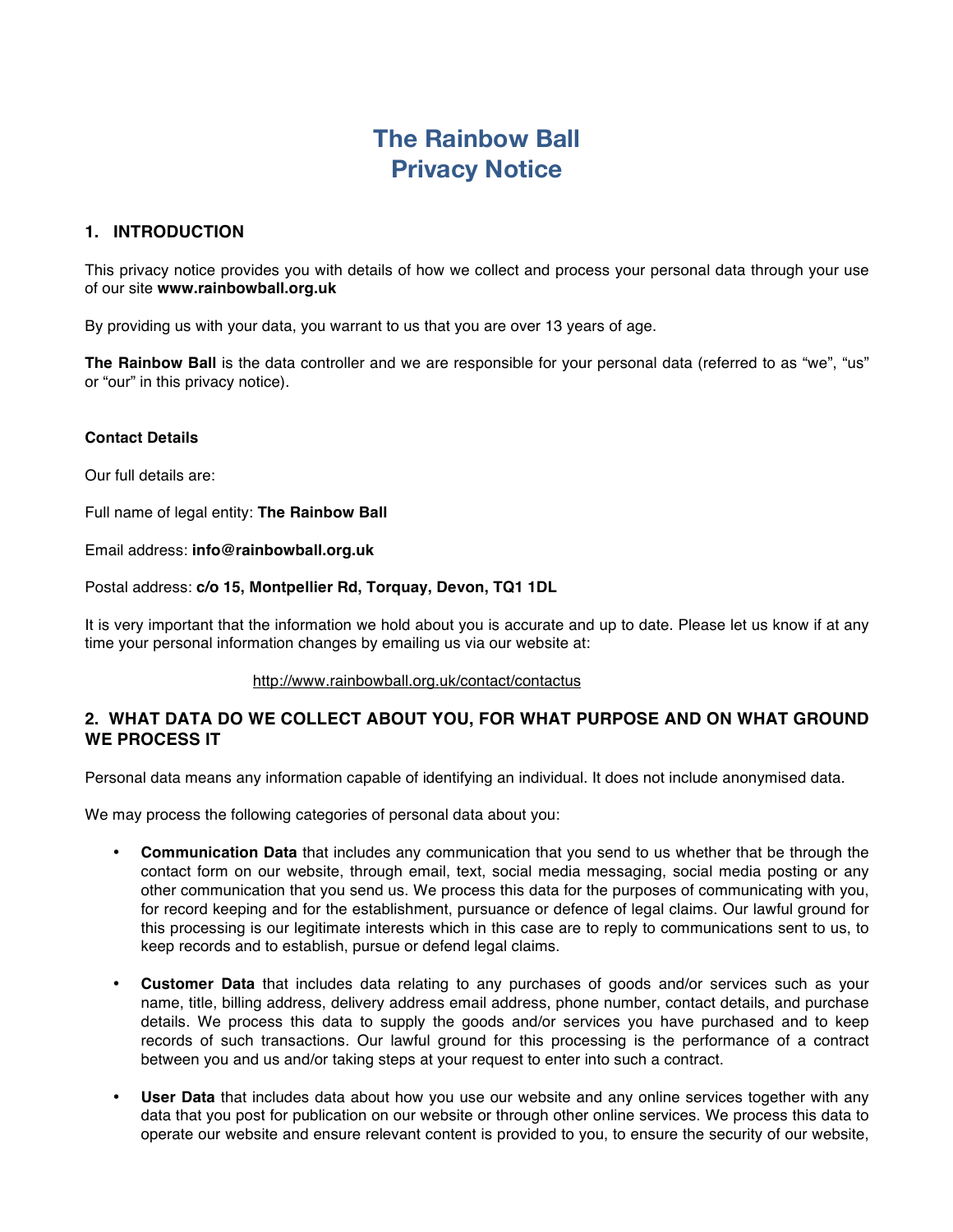# The Rainbow Ball
# Privacy Notice

## 1. INTRODUCTION

This privacy notice provides you with details of how we collect and process your personal data through your use of our site **www.rainbowball.org.uk**

By providing us with your data, you warrant to us that you are over 13 years of age.

**The Rainbow Ball** is the data controller and we are responsible for your personal data (referred to as "we", "us" or "our" in this privacy notice).

**Contact Details**

Our full details are:

Full name of legal entity: **The Rainbow Ball**

Email address: **info@rainbowball.org.uk**

Postal address: **c/o 15, Montpellier Rd, Torquay, Devon, TQ1 1DL**

It is very important that the information we hold about you is accurate and up to date. Please let us know if at any time your personal information changes by emailing us via our website at:

http://www.rainbowball.org.uk/contact/contactus

## 2. WHAT DATA DO WE COLLECT ABOUT YOU, FOR WHAT PURPOSE AND ON WHAT GROUND WE PROCESS IT

Personal data means any information capable of identifying an individual. It does not include anonymised data.

We may process the following categories of personal data about you:

- **Communication Data** that includes any communication that you send to us whether that be through the contact form on our website, through email, text, social media messaging, social media posting or any other communication that you send us. We process this data for the purposes of communicating with you, for record keeping and for the establishment, pursuance or defence of legal claims. Our lawful ground for this processing is our legitimate interests which in this case are to reply to communications sent to us, to keep records and to establish, pursue or defend legal claims.

- **Customer Data** that includes data relating to any purchases of goods and/or services such as your name, title, billing address, delivery address email address, phone number, contact details, and purchase details. We process this data to supply the goods and/or services you have purchased and to keep records of such transactions. Our lawful ground for this processing is the performance of a contract between you and us and/or taking steps at your request to enter into such a contract.

- **User Data** that includes data about how you use our website and any online services together with any data that you post for publication on our website or through other online services. We process this data to operate our website and ensure relevant content is provided to you, to ensure the security of our website,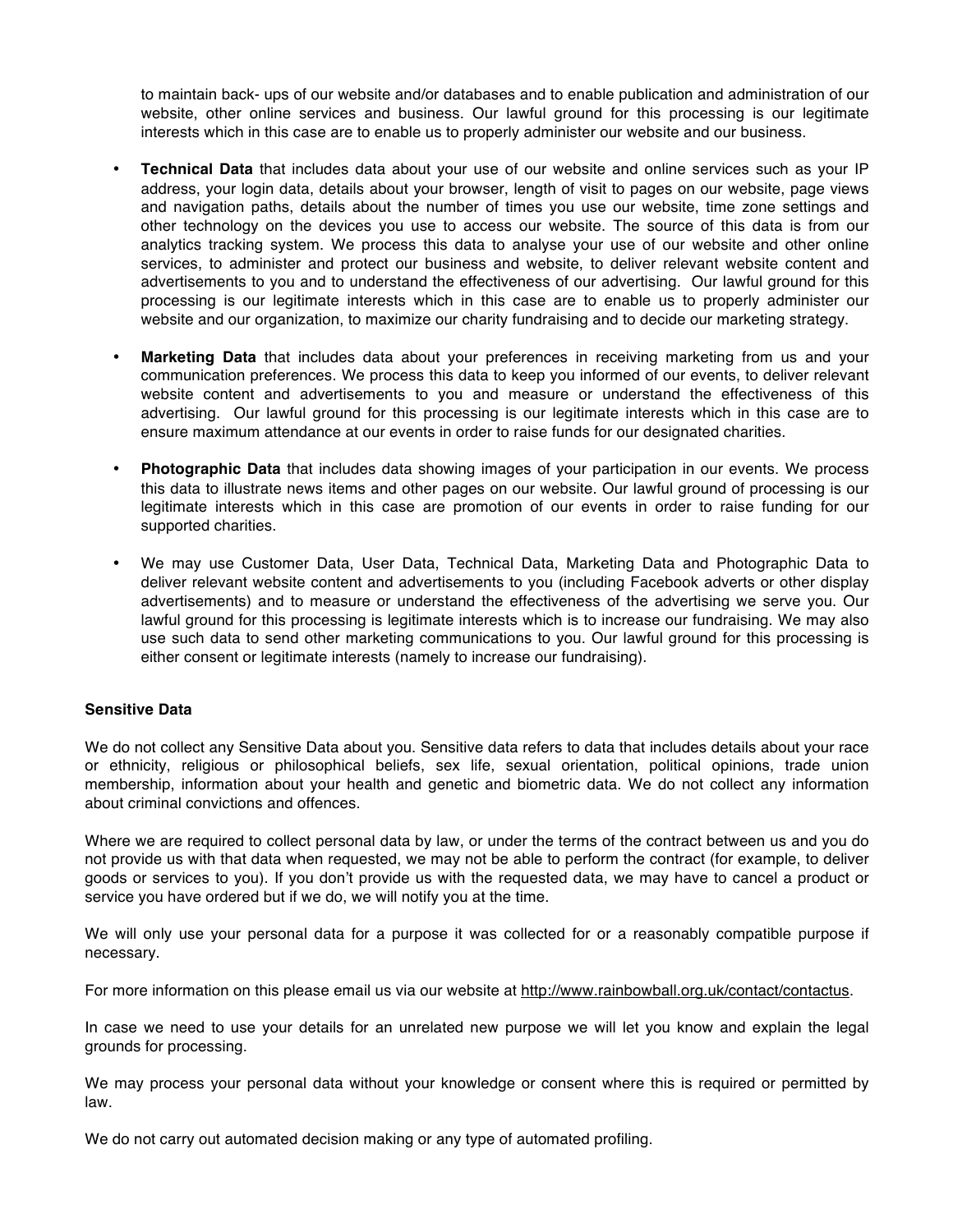to maintain back- ups of our website and/or databases and to enable publication and administration of our website, other online services and business. Our lawful ground for this processing is our legitimate interests which in this case are to enable us to properly administer our website and our business.

- **Technical Data** that includes data about your use of our website and online services such as your IP address, your login data, details about your browser, length of visit to pages on our website, page views and navigation paths, details about the number of times you use our website, time zone settings and other technology on the devices you use to access our website. The source of this data is from our analytics tracking system. We process this data to analyse your use of our website and other online services, to administer and protect our business and website, to deliver relevant website content and advertisements to you and to understand the effectiveness of our advertising. Our lawful ground for this processing is our legitimate interests which in this case are to enable us to properly administer our website and our organization, to maximize our charity fundraising and to decide our marketing strategy.

- **Marketing Data** that includes data about your preferences in receiving marketing from us and your communication preferences. We process this data to keep you informed of our events, to deliver relevant website content and advertisements to you and measure or understand the effectiveness of this advertising. Our lawful ground for this processing is our legitimate interests which in this case are to ensure maximum attendance at our events in order to raise funds for our designated charities.

- **Photographic Data** that includes data showing images of your participation in our events. We process this data to illustrate news items and other pages on our website. Our lawful ground of processing is our legitimate interests which in this case are promotion of our events in order to raise funding for our supported charities.

- We may use Customer Data, User Data, Technical Data, Marketing Data and Photographic Data to deliver relevant website content and advertisements to you (including Facebook adverts or other display advertisements) and to measure or understand the effectiveness of the advertising we serve you. Our lawful ground for this processing is legitimate interests which is to increase our fundraising. We may also use such data to send other marketing communications to you. Our lawful ground for this processing is either consent or legitimate interests (namely to increase our fundraising).

**Sensitive Data**

We do not collect any Sensitive Data about you. Sensitive data refers to data that includes details about your race or ethnicity, religious or philosophical beliefs, sex life, sexual orientation, political opinions, trade union membership, information about your health and genetic and biometric data. We do not collect any information about criminal convictions and offences.

Where we are required to collect personal data by law, or under the terms of the contract between us and you do not provide us with that data when requested, we may not be able to perform the contract (for example, to deliver goods or services to you). If you don't provide us with the requested data, we may have to cancel a product or service you have ordered but if we do, we will notify you at the time.

We will only use your personal data for a purpose it was collected for or a reasonably compatible purpose if necessary.

For more information on this please email us via our website at http://www.rainbowball.org.uk/contact/contactus.

In case we need to use your details for an unrelated new purpose we will let you know and explain the legal grounds for processing.

We may process your personal data without your knowledge or consent where this is required or permitted by law.

We do not carry out automated decision making or any type of automated profiling.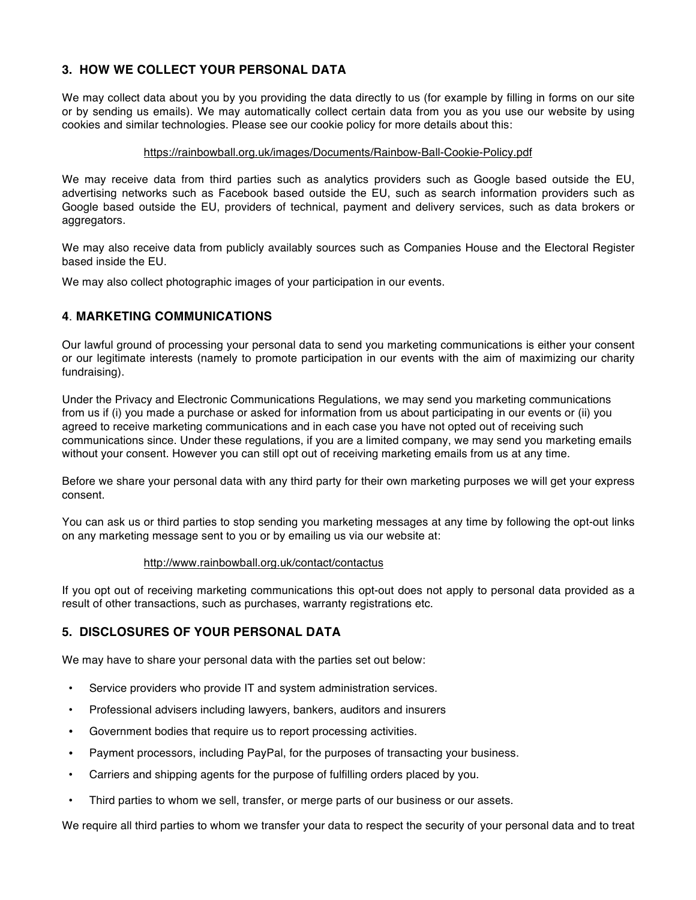## 3. HOW WE COLLECT YOUR PERSONAL DATA

We may collect data about you by you providing the data directly to us (for example by filling in forms on our site or by sending us emails). We may automatically collect certain data from you as you use our website by using cookies and similar technologies. Please see our cookie policy for more details about this:

https://rainbowball.org.uk/images/Documents/Rainbow-Ball-Cookie-Policy.pdf

We may receive data from third parties such as analytics providers such as Google based outside the EU, advertising networks such as Facebook based outside the EU, such as search information providers such as Google based outside the EU, providers of technical, payment and delivery services, such as data brokers or aggregators.

We may also receive data from publicly availably sources such as Companies House and the Electoral Register based inside the EU.

We may also collect photographic images of your participation in our events.

## 4. MARKETING COMMUNICATIONS

Our lawful ground of processing your personal data to send you marketing communications is either your consent or our legitimate interests (namely to promote participation in our events with the aim of maximizing our charity fundraising).

Under the Privacy and Electronic Communications Regulations, we may send you marketing communications from us if (i) you made a purchase or asked for information from us about participating in our events or (ii) you agreed to receive marketing communications and in each case you have not opted out of receiving such communications since. Under these regulations, if you are a limited company, we may send you marketing emails without your consent. However you can still opt out of receiving marketing emails from us at any time.

Before we share your personal data with any third party for their own marketing purposes we will get your express consent.

You can ask us or third parties to stop sending you marketing messages at any time by following the opt-out links on any marketing message sent to you or by emailing us via our website at:

http://www.rainbowball.org.uk/contact/contactus

If you opt out of receiving marketing communications this opt-out does not apply to personal data provided as a result of other transactions, such as purchases, warranty registrations etc.

## 5. DISCLOSURES OF YOUR PERSONAL DATA

We may have to share your personal data with the parties set out below:

- Service providers who provide IT and system administration services.
- Professional advisers including lawyers, bankers, auditors and insurers
- Government bodies that require us to report processing activities.
- Payment processors, including PayPal, for the purposes of transacting your business.
- Carriers and shipping agents for the purpose of fulfilling orders placed by you.
- Third parties to whom we sell, transfer, or merge parts of our business or our assets.

We require all third parties to whom we transfer your data to respect the security of your personal data and to treat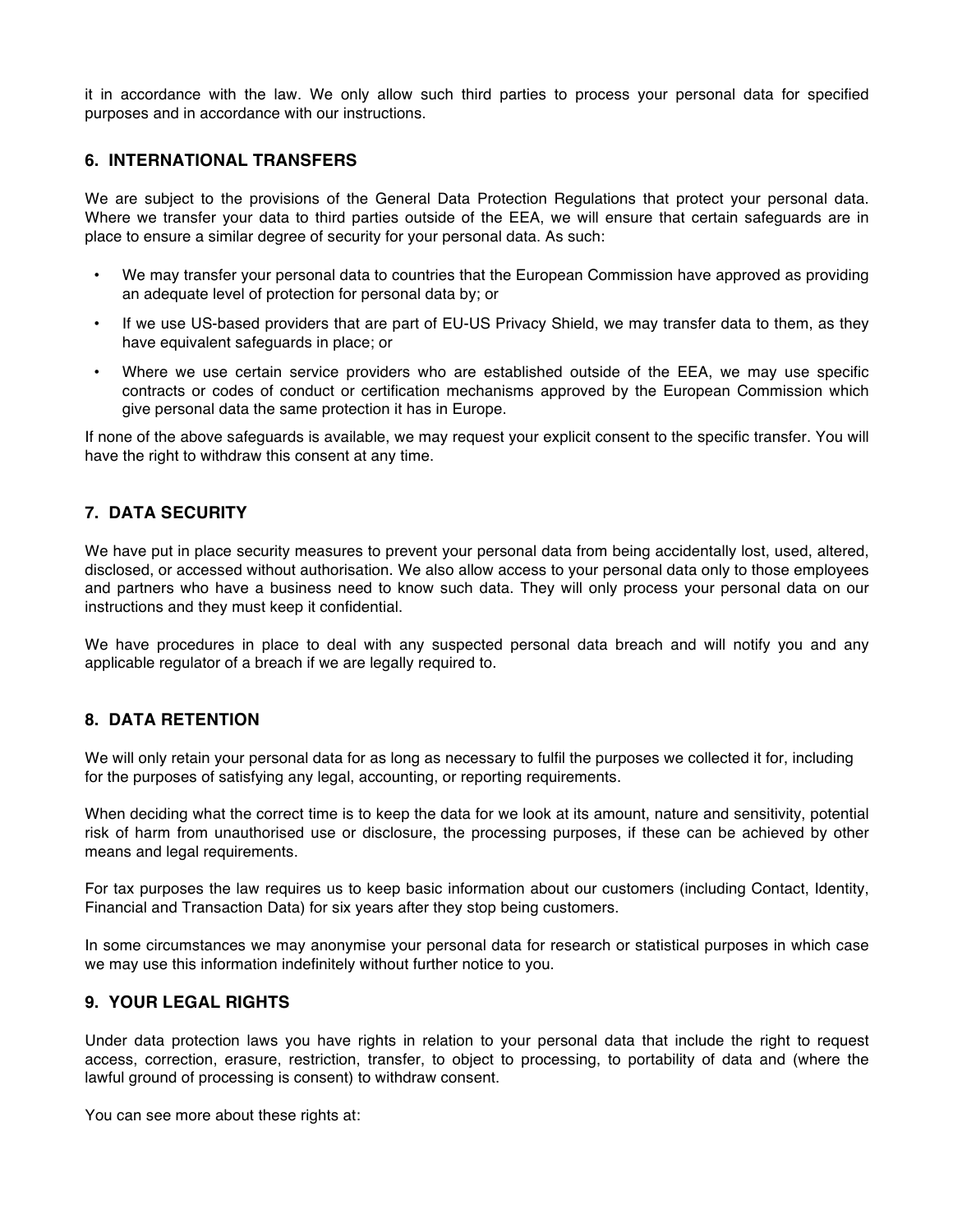it in accordance with the law. We only allow such third parties to process your personal data for specified purposes and in accordance with our instructions.

## 6. INTERNATIONAL TRANSFERS

We are subject to the provisions of the General Data Protection Regulations that protect your personal data. Where we transfer your data to third parties outside of the EEA, we will ensure that certain safeguards are in place to ensure a similar degree of security for your personal data. As such:

- We may transfer your personal data to countries that the European Commission have approved as providing an adequate level of protection for personal data by; or
- If we use US-based providers that are part of EU-US Privacy Shield, we may transfer data to them, as they have equivalent safeguards in place; or
- Where we use certain service providers who are established outside of the EEA, we may use specific contracts or codes of conduct or certification mechanisms approved by the European Commission which give personal data the same protection it has in Europe.

If none of the above safeguards is available, we may request your explicit consent to the specific transfer. You will have the right to withdraw this consent at any time.

## 7. DATA SECURITY

We have put in place security measures to prevent your personal data from being accidentally lost, used, altered, disclosed, or accessed without authorisation. We also allow access to your personal data only to those employees and partners who have a business need to know such data. They will only process your personal data on our instructions and they must keep it confidential.

We have procedures in place to deal with any suspected personal data breach and will notify you and any applicable regulator of a breach if we are legally required to.

## 8. DATA RETENTION

We will only retain your personal data for as long as necessary to fulfil the purposes we collected it for, including for the purposes of satisfying any legal, accounting, or reporting requirements.

When deciding what the correct time is to keep the data for we look at its amount, nature and sensitivity, potential risk of harm from unauthorised use or disclosure, the processing purposes, if these can be achieved by other means and legal requirements.

For tax purposes the law requires us to keep basic information about our customers (including Contact, Identity, Financial and Transaction Data) for six years after they stop being customers.

In some circumstances we may anonymise your personal data for research or statistical purposes in which case we may use this information indefinitely without further notice to you.

## 9. YOUR LEGAL RIGHTS

Under data protection laws you have rights in relation to your personal data that include the right to request access, correction, erasure, restriction, transfer, to object to processing, to portability of data and (where the lawful ground of processing is consent) to withdraw consent.

You can see more about these rights at: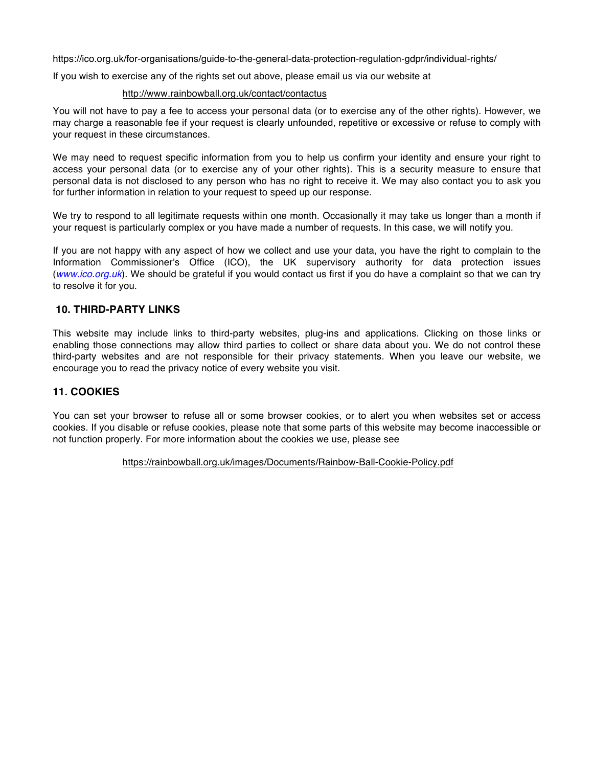https://ico.org.uk/for-organisations/guide-to-the-general-data-protection-regulation-gdpr/individual-rights/

If you wish to exercise any of the rights set out above, please email us via our website at

http://www.rainbowball.org.uk/contact/contactus

You will not have to pay a fee to access your personal data (or to exercise any of the other rights). However, we may charge a reasonable fee if your request is clearly unfounded, repetitive or excessive or refuse to comply with your request in these circumstances.

We may need to request specific information from you to help us confirm your identity and ensure your right to access your personal data (or to exercise any of your other rights). This is a security measure to ensure that personal data is not disclosed to any person who has no right to receive it. We may also contact you to ask you for further information in relation to your request to speed up our response.

We try to respond to all legitimate requests within one month. Occasionally it may take us longer than a month if your request is particularly complex or you have made a number of requests. In this case, we will notify you.

If you are not happy with any aspect of how we collect and use your data, you have the right to complain to the Information Commissioner's Office (ICO), the UK supervisory authority for data protection issues (*www.ico.org.uk*). We should be grateful if you would contact us first if you do have a complaint so that we can try to resolve it for you.

## 10. THIRD-PARTY LINKS

This website may include links to third-party websites, plug-ins and applications. Clicking on those links or enabling those connections may allow third parties to collect or share data about you. We do not control these third-party websites and are not responsible for their privacy statements. When you leave our website, we encourage you to read the privacy notice of every website you visit.

## 11. COOKIES

You can set your browser to refuse all or some browser cookies, or to alert you when websites set or access cookies. If you disable or refuse cookies, please note that some parts of this website may become inaccessible or not function properly. For more information about the cookies we use, please see

https://rainbowball.org.uk/images/Documents/Rainbow-Ball-Cookie-Policy.pdf